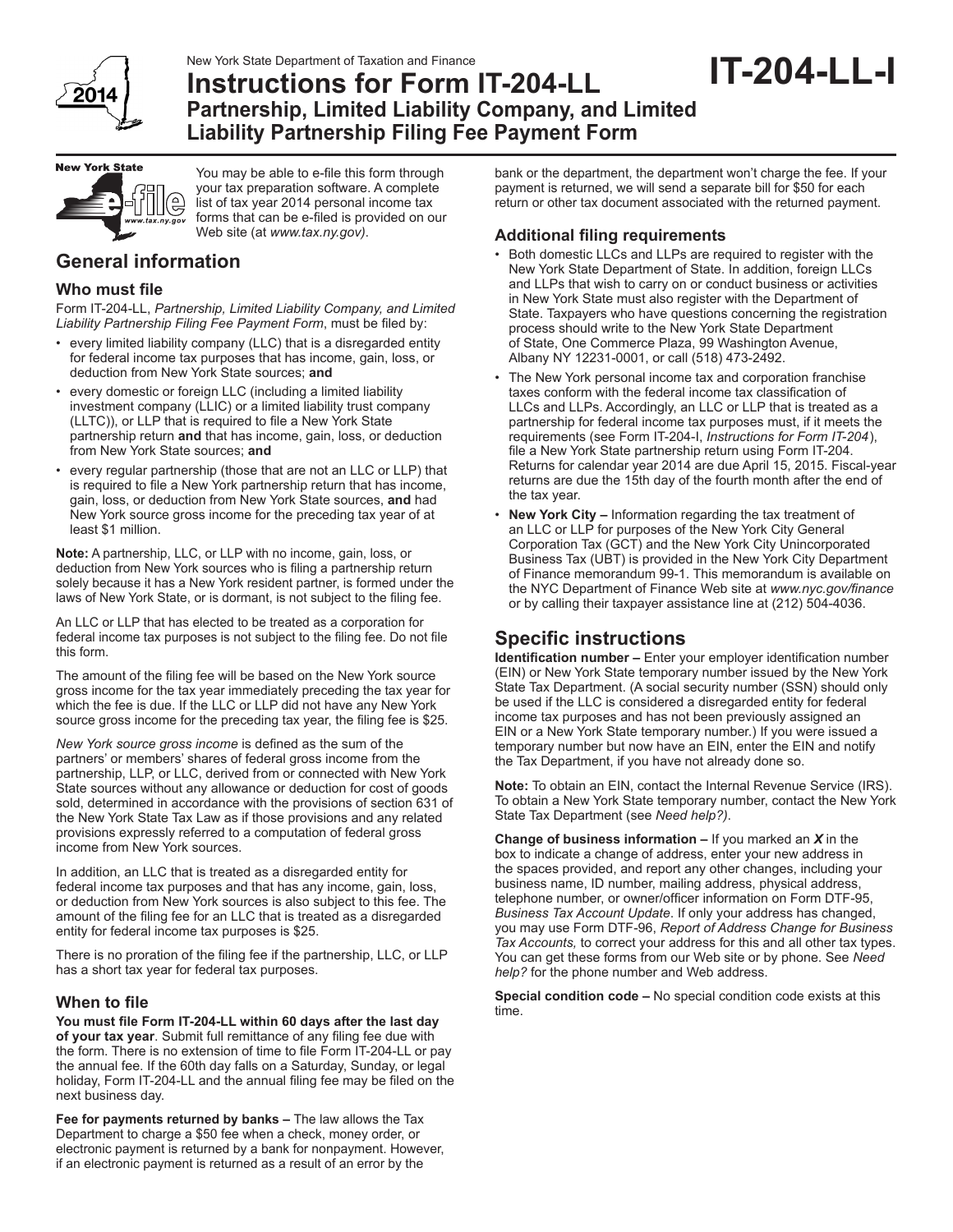New York State Department of Taxation and Finance

# Instructions for Form IT-204-LL

## Partnership, Limited Liability Company, and Limited Liability Partnership Filing Fee Payment Form

**IT-204-LL-I**

You may be able to e-file this form through your tax preparation software. A complete list of tax year 2014 personal income tax forms that can be e-filed is provided on our Web site (at *www.tax.ny.gov)*.

## General information

### Who must file

Form IT-204-LL, *Partnership, Limited Liability Company, and Limited Liability Partnership Filing Fee Payment Form*, must be filed by:

- every limited liability company (LLC) that is a disregarded entity for federal income tax purposes that has income, gain, loss, or deduction from New York State sources; **and**
- every domestic or foreign LLC (including a limited liability investment company (LLIC) or a limited liability trust company (LLTC)), or LLP that is required to file a New York State partnership return **and** that has income, gain, loss, or deduction from New York State sources; **and**
- every regular partnership (those that are not an LLC or LLP) that is required to file a New York partnership return that has income, gain, loss, or deduction from New York State sources, **and** had New York source gross income for the preceding tax year of at least $1 million.

**Note:** A partnership, LLC, or LLP with no income, gain, loss, or deduction from New York sources who is filing a partnership return solely because it has a New York resident partner, is formed under the laws of New York State, or is dormant, is not subject to the filing fee.

An LLC or LLP that has elected to be treated as a corporation for federal income tax purposes is not subject to the filing fee. Do not file this form.

The amount of the filing fee will be based on the New York source gross income for the tax year immediately preceding the tax year for which the fee is due. If the LLC or LLP did not have any New York source gross income for the preceding tax year, the filing fee is $25.

*New York source gross income* is defined as the sum of the partners' or members' shares of federal gross income from the partnership, LLP, or LLC, derived from or connected with New York State sources without any allowance or deduction for cost of goods sold, determined in accordance with the provisions of section 631 of the New York State Tax Law as if those provisions and any related provisions expressly referred to a computation of federal gross income from New York sources.

In addition, an LLC that is treated as a disregarded entity for federal income tax purposes and that has any income, gain, loss, or deduction from New York sources is also subject to this fee. The amount of the filing fee for an LLC that is treated as a disregarded entity for federal income tax purposes is $25.

There is no proration of the filing fee if the partnership, LLC, or LLP has a short tax year for federal tax purposes.

### When to file

**You must file Form IT-204-LL within 60 days after the last day of your tax year**. Submit full remittance of any filing fee due with the form. There is no extension of time to file Form IT-204-LL or pay the annual fee. If the 60th day falls on a Saturday, Sunday, or legal holiday, Form IT-204-LL and the annual filing fee may be filed on the next business day.

**Fee for payments returned by banks –** The law allows the Tax Department to charge a $50 fee when a check, money order, or electronic payment is returned by a bank for nonpayment. However, if an electronic payment is returned as a result of an error by the bank or the department, the department won't charge the fee. If your payment is returned, we will send a separate bill for $50 for each return or other tax document associated with the returned payment.

### Additional filing requirements

- Both domestic LLCs and LLPs are required to register with the New York State Department of State. In addition, foreign LLCs and LLPs that wish to carry on or conduct business or activities in New York State must also register with the Department of State. Taxpayers who have questions concerning the registration process should write to the New York State Department of State, One Commerce Plaza, 99 Washington Avenue, Albany NY 12231-0001, or call (518) 473-2492.
- The New York personal income tax and corporation franchise taxes conform with the federal income tax classification of LLCs and LLPs. Accordingly, an LLC or LLP that is treated as a partnership for federal income tax purposes must, if it meets the requirements (see Form IT-204-I, *Instructions for Form IT-204*), file a New York State partnership return using Form IT-204. Returns for calendar year 2014 are due April 15, 2015. Fiscal-year returns are due the 15th day of the fourth month after the end of the tax year.
- **New York City –** Information regarding the tax treatment of an LLC or LLP for purposes of the New York City General Corporation Tax (GCT) and the New York City Unincorporated Business Tax (UBT) is provided in the New York City Department of Finance memorandum 99-1. This memorandum is available on the NYC Department of Finance Web site at *www.nyc.gov/finance* or by calling their taxpayer assistance line at (212) 504-4036.

## Specific instructions

**Identification number –** Enter your employer identification number (EIN) or New York State temporary number issued by the New York State Tax Department. (A social security number (SSN) should only be used if the LLC is considered a disregarded entity for federal income tax purposes and has not been previously assigned an EIN or a New York State temporary number.) If you were issued a temporary number but now have an EIN, enter the EIN and notify the Tax Department, if you have not already done so.

**Note:** To obtain an EIN, contact the Internal Revenue Service (IRS). To obtain a New York State temporary number, contact the New York State Tax Department (see *Need help?)*.

**Change of business information –** If you marked an ***X*** in the box to indicate a change of address, enter your new address in the spaces provided, and report any other changes, including your business name, ID number, mailing address, physical address, telephone number, or owner/officer information on Form DTF-95, *Business Tax Account Update*. If only your address has changed, you may use Form DTF-96, *Report of Address Change for Business Tax Accounts,* to correct your address for this and all other tax types. You can get these forms from our Web site or by phone. See *Need help?* for the phone number and Web address.

**Special condition code –** No special condition code exists at this time.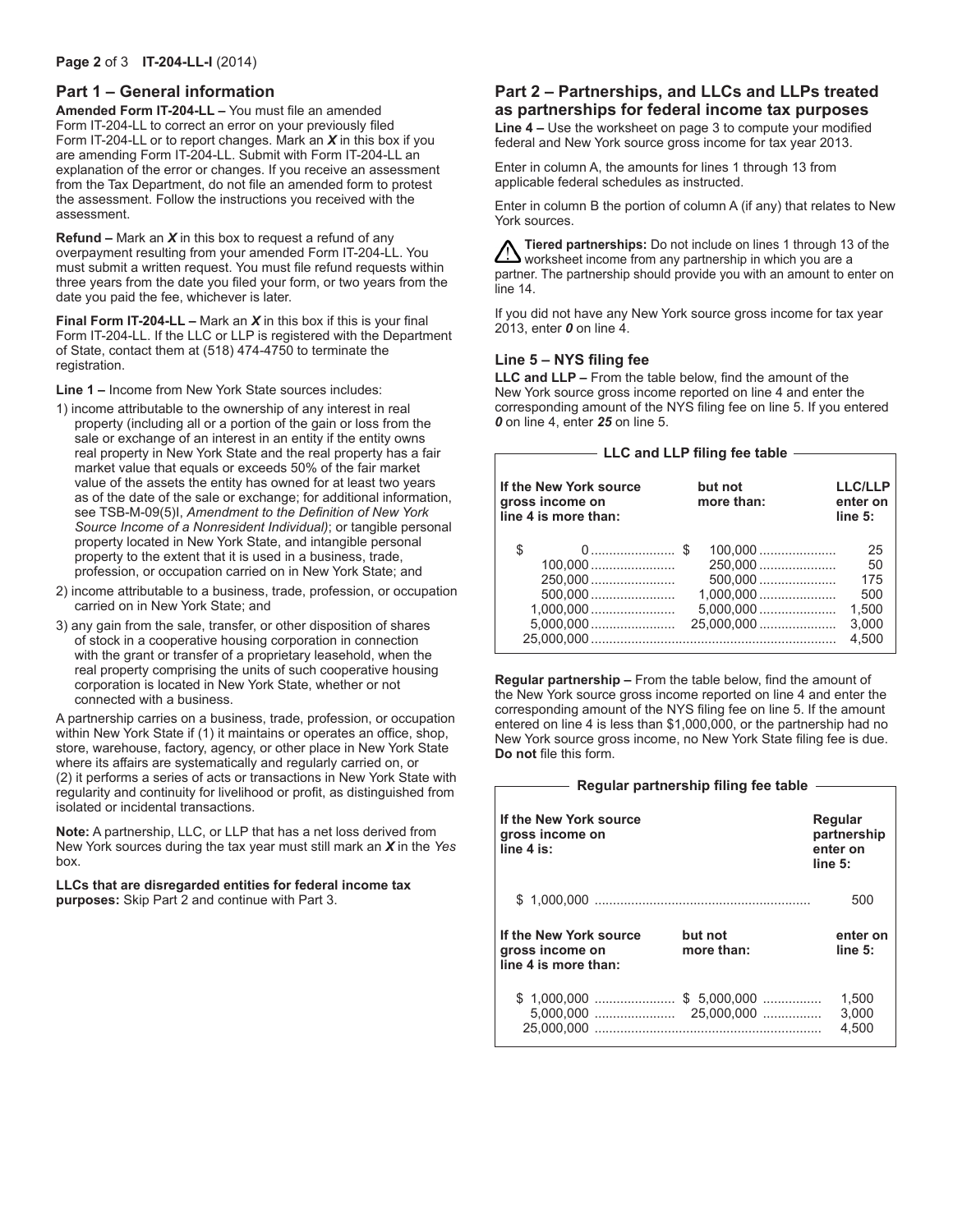## Part 1 – General information

**Amended Form IT-204-LL –** You must file an amended Form IT-204-LL to correct an error on your previously filed Form IT-204-LL or to report changes. Mark an ***X*** in this box if you are amending Form IT-204-LL. Submit with Form IT-204-LL an explanation of the error or changes. If you receive an assessment from the Tax Department, do not file an amended form to protest the assessment. Follow the instructions you received with the assessment.

**Refund –** Mark an ***X*** in this box to request a refund of any overpayment resulting from your amended Form IT-204-LL. You must submit a written request. You must file refund requests within three years from the date you filed your form, or two years from the date you paid the fee, whichever is later.

**Final Form IT-204-LL –** Mark an ***X*** in this box if this is your final Form IT-204-LL. If the LLC or LLP is registered with the Department of State, contact them at (518) 474-4750 to terminate the registration.

**Line 1 –** Income from New York State sources includes:

1) income attributable to the ownership of any interest in real property (including all or a portion of the gain or loss from the sale or exchange of an interest in an entity if the entity owns real property in New York State and the real property has a fair market value that equals or exceeds 50% of the fair market value of the assets the entity has owned for at least two years as of the date of the sale or exchange; for additional information, see TSB-M-09(5)I, *Amendment to the Definition of New York Source Income of a Nonresident Individual)*; or tangible personal property located in New York State, and intangible personal property to the extent that it is used in a business, trade, profession, or occupation carried on in New York State; and
2) income attributable to a business, trade, profession, or occupation carried on in New York State; and
3) any gain from the sale, transfer, or other disposition of shares of stock in a cooperative housing corporation in connection with the grant or transfer of a proprietary leasehold, when the real property comprising the units of such cooperative housing corporation is located in New York State, whether or not connected with a business.

A partnership carries on a business, trade, profession, or occupation within New York State if (1) it maintains or operates an office, shop, store, warehouse, factory, agency, or other place in New York State where its affairs are systematically and regularly carried on, or (2) it performs a series of acts or transactions in New York State with regularity and continuity for livelihood or profit, as distinguished from isolated or incidental transactions.

**Note:** A partnership, LLC, or LLP that has a net loss derived from New York sources during the tax year must still mark an ***X*** in the *Yes* box.

**LLCs that are disregarded entities for federal income tax purposes:** Skip Part 2 and continue with Part 3.

## Part 2 – Partnerships, and LLCs and LLPs treated as partnerships for federal income tax purposes

**Line 4 –** Use the worksheet on page 3 to compute your modified federal and New York source gross income for tax year 2013.

Enter in column A, the amounts for lines 1 through 13 from applicable federal schedules as instructed.

Enter in column B the portion of column A (if any) that relates to New York sources.

⚠ **Tiered partnerships:** Do not include on lines 1 through 13 of the worksheet income from any partnership in which you are a partner. The partnership should provide you with an amount to enter on line 14.

If you did not have any New York source gross income for tax year 2013, enter ***0*** on line 4.

### Line 5 – NYS filing fee

**LLC and LLP –** From the table below, find the amount of the New York source gross income reported on line 4 and enter the corresponding amount of the NYS filing fee on line 5. If you entered ***0*** on line 4, enter ***25*** on line 5.

**LLC and LLP filing fee table**

| If the New York source gross income on line 4 is more than: | but not more than: | LLC/LLP enter on line 5: |
|---|---|---|
| $ 0 | $ 100,000 | 25 |
| 100,000 | 250,000 | 50 |
| 250,000 | 500,000 | 175 |
| 500,000 | 1,000,000 | 500 |
| 1,000,000 | 5,000,000 | 1,500 |
| 5,000,000 | 25,000,000 | 3,000 |
| 25,000,000 | | 4,500 |

**Regular partnership –** From the table below, find the amount of the New York source gross income reported on line 4 and enter the corresponding amount of the NYS filing fee on line 5. If the amount entered on line 4 is less than $1,000,000, or the partnership had no New York source gross income, no New York State filing fee is due. **Do not** file this form.

**Regular partnership filing fee table**

| If the New York source gross income on line 4 is: | | Regular partnership enter on line 5: |
|---|---|---|
| $ 1,000,000 | | 500 |
| **If the New York source gross income on line 4 is more than:** | **but not more than:** | **enter on line 5:** |
| $ 1,000,000 | $ 5,000,000 | 1,500 |
| 5,000,000 | 25,000,000 | 3,000 |
| 25,000,000 | | 4,500 |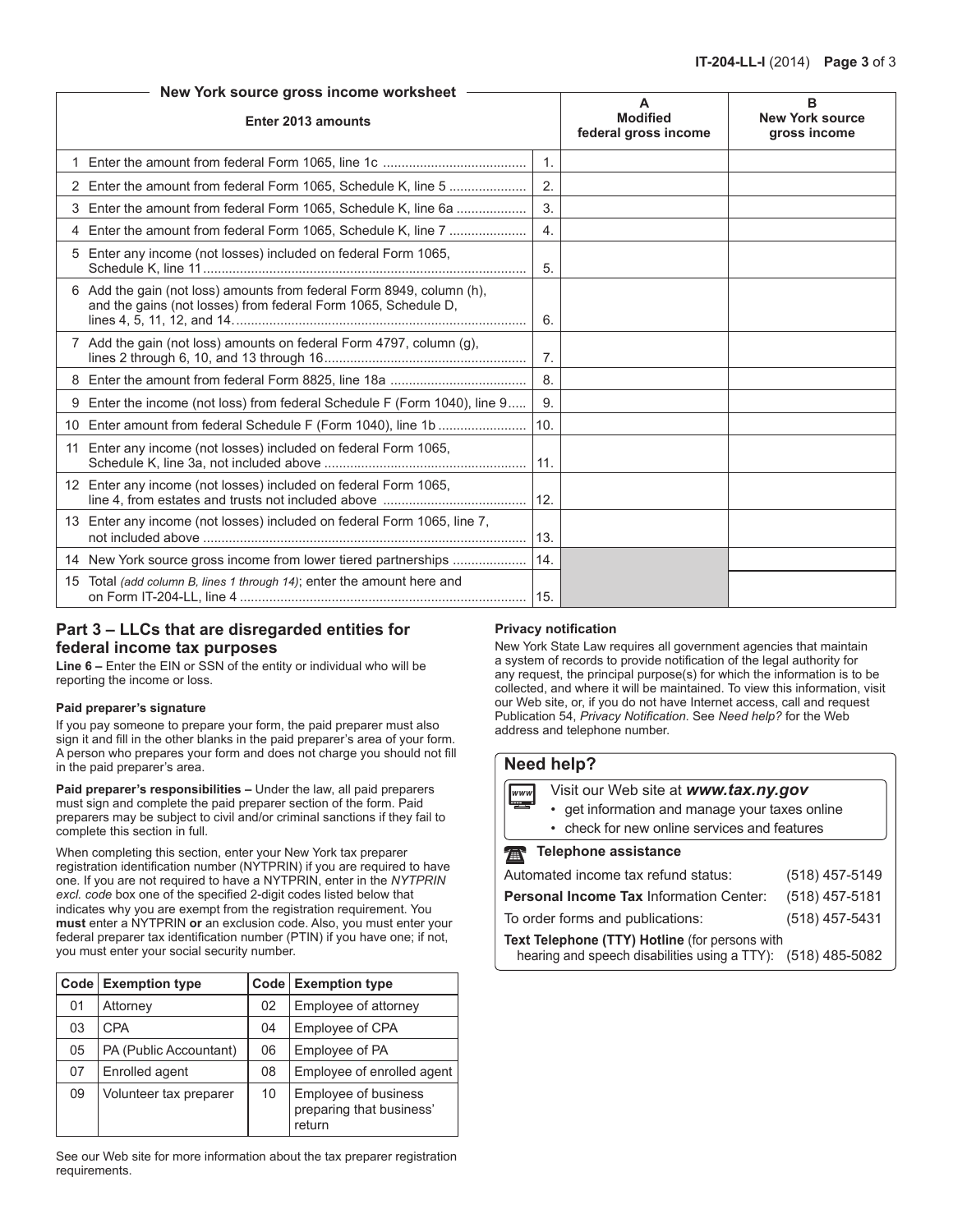## New York source gross income worksheet

| Enter 2013 amounts | | A Modified federal gross income | B New York source gross income |
|---|---|---|---|
| 1 Enter the amount from federal Form 1065, line 1c | 1. | | |
| 2 Enter the amount from federal Form 1065, Schedule K, line 5 | 2. | | |
| 3 Enter the amount from federal Form 1065, Schedule K, line 6a | 3. | | |
| 4 Enter the amount from federal Form 1065, Schedule K, line 7 | 4. | | |
| 5 Enter any income (not losses) included on federal Form 1065, Schedule K, line 11 | 5. | | |
| 6 Add the gain (not loss) amounts from federal Form 8949, column (h), and the gains (not losses) from federal Form 1065, Schedule D, lines 4, 5, 11, 12, and 14. | 6. | | |
| 7 Add the gain (not loss) amounts on federal Form 4797, column (g), lines 2 through 6, 10, and 13 through 16 | 7. | | |
| 8 Enter the amount from federal Form 8825, line 18a | 8. | | |
| 9 Enter the income (not loss) from federal Schedule F (Form 1040), line 9 | 9. | | |
| 10 Enter amount from federal Schedule F (Form 1040), line 1b | 10. | | |
| 11 Enter any income (not losses) included on federal Form 1065, Schedule K, line 3a, not included above | 11. | | |
| 12 Enter any income (not losses) included on federal Form 1065, line 4, from estates and trusts not included above | 12. | | |
| 13 Enter any income (not losses) included on federal Form 1065, line 7, not included above | 13. | | |
| 14 New York source gross income from lower tiered partnerships | 14. | | |
| 15 Total *(add column B, lines 1 through 14)*; enter the amount here and on Form IT-204-LL, line 4 | 15. | | |

## Part 3 – LLCs that are disregarded entities for federal income tax purposes

**Line 6 –** Enter the EIN or SSN of the entity or individual who will be reporting the income or loss.

### Paid preparer's signature

If you pay someone to prepare your form, the paid preparer must also sign it and fill in the other blanks in the paid preparer's area of your form. A person who prepares your form and does not charge you should not fill in the paid preparer's area.

**Paid preparer's responsibilities –** Under the law, all paid preparers must sign and complete the paid preparer section of the form. Paid preparers may be subject to civil and/or criminal sanctions if they fail to complete this section in full.

When completing this section, enter your New York tax preparer registration identification number (NYTPRIN) if you are required to have one. If you are not required to have a NYTPRIN, enter in the *NYTPRIN excl. code* box one of the specified 2-digit codes listed below that indicates why you are exempt from the registration requirement. You **must** enter a NYTPRIN **or** an exclusion code. Also, you must enter your federal preparer tax identification number (PTIN) if you have one; if not, you must enter your social security number.

| Code | Exemption type | Code | Exemption type |
|---|---|---|---|
| 01 | Attorney | 02 | Employee of attorney |
| 03 | CPA | 04 | Employee of CPA |
| 05 | PA (Public Accountant) | 06 | Employee of PA |
| 07 | Enrolled agent | 08 | Employee of enrolled agent |
| 09 | Volunteer tax preparer | 10 | Employee of business preparing that business' return |

See our Web site for more information about the tax preparer registration requirements.

### Privacy notification

New York State Law requires all government agencies that maintain a system of records to provide notification of the legal authority for any request, the principal purpose(s) for which the information is to be collected, and where it will be maintained. To view this information, visit our Web site, or, if you do not have Internet access, call and request Publication 54, *Privacy Notification*. See *Need help?* for the Web address and telephone number.

## Need help?

Visit our Web site at ***www.tax.ny.gov***
- get information and manage your taxes online
- check for new online services and features

**Telephone assistance**

| | |
|---|---|
| Automated income tax refund status: | (518) 457-5149 |
| **Personal Income Tax** Information Center: | (518) 457-5181 |
| To order forms and publications: | (518) 457-5431 |
| **Text Telephone (TTY) Hotline** (for persons with hearing and speech disabilities using a TTY): | (518) 485-5082 |